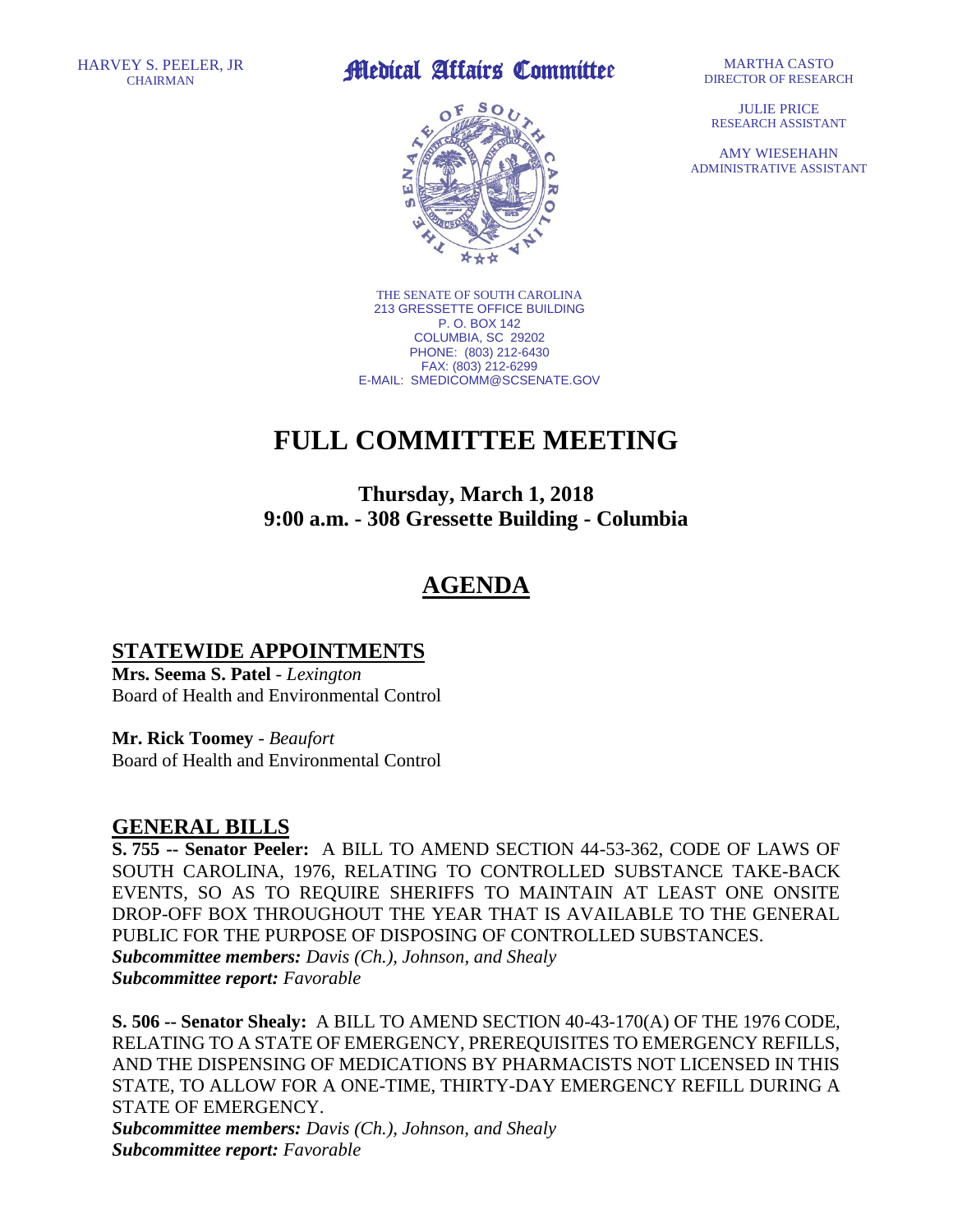HARVEY S. PEELER, JR
CHAIRMAN

# Medical Affairs Committee

MARTHA CASTO
DIRECTOR OF RESEARCH

JULIE PRICE
RESEARCH ASSISTANT

AMY WIESEHAHN
ADMINISTRATIVE ASSISTANT

THE SENATE OF SOUTH CAROLINA
213 GRESSETTE OFFICE BUILDING
P. O. BOX 142
COLUMBIA, SC 29202
PHONE: (803) 212-6430
FAX: (803) 212-6299
E-MAIL: SMEDICOMM@SCSENATE.GOV

# FULL COMMITTEE MEETING

**Thursday, March 1, 2018**
**9:00 a.m. - 308 Gressette Building - Columbia**

## AGENDA

## STATEWIDE APPOINTMENTS

**Mrs. Seema S. Patel** - *Lexington*
Board of Health and Environmental Control

**Mr. Rick Toomey** - *Beaufort*
Board of Health and Environmental Control

## GENERAL BILLS

**S. 755 -- Senator Peeler:** A BILL TO AMEND SECTION 44-53-362, CODE OF LAWS OF SOUTH CAROLINA, 1976, RELATING TO CONTROLLED SUBSTANCE TAKE-BACK EVENTS, SO AS TO REQUIRE SHERIFFS TO MAINTAIN AT LEAST ONE ONSITE DROP-OFF BOX THROUGHOUT THE YEAR THAT IS AVAILABLE TO THE GENERAL PUBLIC FOR THE PURPOSE OF DISPOSING OF CONTROLLED SUBSTANCES.
***Subcommittee members:*** *Davis (Ch.), Johnson, and Shealy*
***Subcommittee report:*** *Favorable*

**S. 506 -- Senator Shealy:** A BILL TO AMEND SECTION 40-43-170(A) OF THE 1976 CODE, RELATING TO A STATE OF EMERGENCY, PREREQUISITES TO EMERGENCY REFILLS, AND THE DISPENSING OF MEDICATIONS BY PHARMACISTS NOT LICENSED IN THIS STATE, TO ALLOW FOR A ONE-TIME, THIRTY-DAY EMERGENCY REFILL DURING A STATE OF EMERGENCY.
***Subcommittee members:*** *Davis (Ch.), Johnson, and Shealy*
***Subcommittee report:*** *Favorable*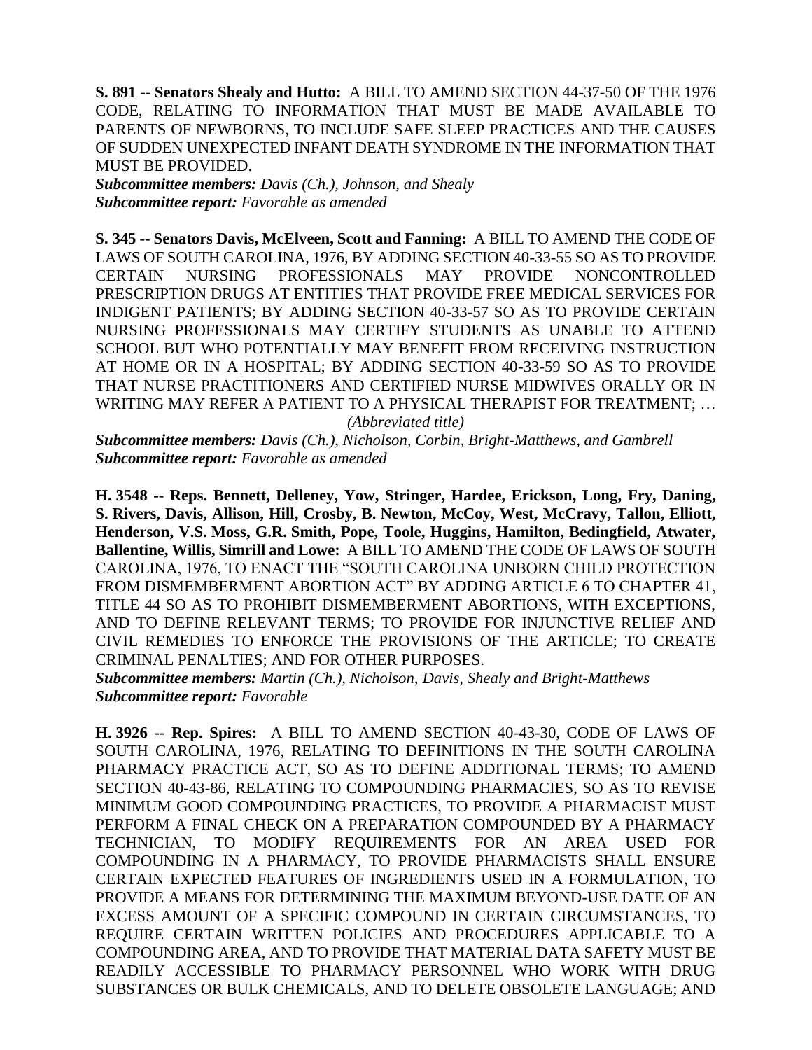**S. 891 -- Senators Shealy and Hutto:** A BILL TO AMEND SECTION 44-37-50 OF THE 1976 CODE, RELATING TO INFORMATION THAT MUST BE MADE AVAILABLE TO PARENTS OF NEWBORNS, TO INCLUDE SAFE SLEEP PRACTICES AND THE CAUSES OF SUDDEN UNEXPECTED INFANT DEATH SYNDROME IN THE INFORMATION THAT MUST BE PROVIDED.
***Subcommittee members:*** *Davis (Ch.), Johnson, and Shealy*
***Subcommittee report:*** *Favorable as amended*

**S. 345 -- Senators Davis, McElveen, Scott and Fanning:** A BILL TO AMEND THE CODE OF LAWS OF SOUTH CAROLINA, 1976, BY ADDING SECTION 40-33-55 SO AS TO PROVIDE CERTAIN NURSING PROFESSIONALS MAY PROVIDE NONCONTROLLED PRESCRIPTION DRUGS AT ENTITIES THAT PROVIDE FREE MEDICAL SERVICES FOR INDIGENT PATIENTS; BY ADDING SECTION 40-33-57 SO AS TO PROVIDE CERTAIN NURSING PROFESSIONALS MAY CERTIFY STUDENTS AS UNABLE TO ATTEND SCHOOL BUT WHO POTENTIALLY MAY BENEFIT FROM RECEIVING INSTRUCTION AT HOME OR IN A HOSPITAL; BY ADDING SECTION 40-33-59 SO AS TO PROVIDE THAT NURSE PRACTITIONERS AND CERTIFIED NURSE MIDWIVES ORALLY OR IN WRITING MAY REFER A PATIENT TO A PHYSICAL THERAPIST FOR TREATMENT; … *(Abbreviated title)*
***Subcommittee members:*** *Davis (Ch.), Nicholson, Corbin, Bright-Matthews, and Gambrell*
***Subcommittee report:*** *Favorable as amended*

**H. 3548 -- Reps. Bennett, Delleney, Yow, Stringer, Hardee, Erickson, Long, Fry, Daning, S. Rivers, Davis, Allison, Hill, Crosby, B. Newton, McCoy, West, McCravy, Tallon, Elliott, Henderson, V.S. Moss, G.R. Smith, Pope, Toole, Huggins, Hamilton, Bedingfield, Atwater, Ballentine, Willis, Simrill and Lowe:** A BILL TO AMEND THE CODE OF LAWS OF SOUTH CAROLINA, 1976, TO ENACT THE "SOUTH CAROLINA UNBORN CHILD PROTECTION FROM DISMEMBERMENT ABORTION ACT" BY ADDING ARTICLE 6 TO CHAPTER 41, TITLE 44 SO AS TO PROHIBIT DISMEMBERMENT ABORTIONS, WITH EXCEPTIONS, AND TO DEFINE RELEVANT TERMS; TO PROVIDE FOR INJUNCTIVE RELIEF AND CIVIL REMEDIES TO ENFORCE THE PROVISIONS OF THE ARTICLE; TO CREATE CRIMINAL PENALTIES; AND FOR OTHER PURPOSES.
***Subcommittee members:*** *Martin (Ch.), Nicholson, Davis, Shealy and Bright-Matthews*
***Subcommittee report:*** *Favorable*

**H. 3926 -- Rep. Spires:** A BILL TO AMEND SECTION 40-43-30, CODE OF LAWS OF SOUTH CAROLINA, 1976, RELATING TO DEFINITIONS IN THE SOUTH CAROLINA PHARMACY PRACTICE ACT, SO AS TO DEFINE ADDITIONAL TERMS; TO AMEND SECTION 40-43-86, RELATING TO COMPOUNDING PHARMACIES, SO AS TO REVISE MINIMUM GOOD COMPOUNDING PRACTICES, TO PROVIDE A PHARMACIST MUST PERFORM A FINAL CHECK ON A PREPARATION COMPOUNDED BY A PHARMACY TECHNICIAN, TO MODIFY REQUIREMENTS FOR AN AREA USED FOR COMPOUNDING IN A PHARMACY, TO PROVIDE PHARMACISTS SHALL ENSURE CERTAIN EXPECTED FEATURES OF INGREDIENTS USED IN A FORMULATION, TO PROVIDE A MEANS FOR DETERMINING THE MAXIMUM BEYOND-USE DATE OF AN EXCESS AMOUNT OF A SPECIFIC COMPOUND IN CERTAIN CIRCUMSTANCES, TO REQUIRE CERTAIN WRITTEN POLICIES AND PROCEDURES APPLICABLE TO A COMPOUNDING AREA, AND TO PROVIDE THAT MATERIAL DATA SAFETY MUST BE READILY ACCESSIBLE TO PHARMACY PERSONNEL WHO WORK WITH DRUG SUBSTANCES OR BULK CHEMICALS, AND TO DELETE OBSOLETE LANGUAGE; AND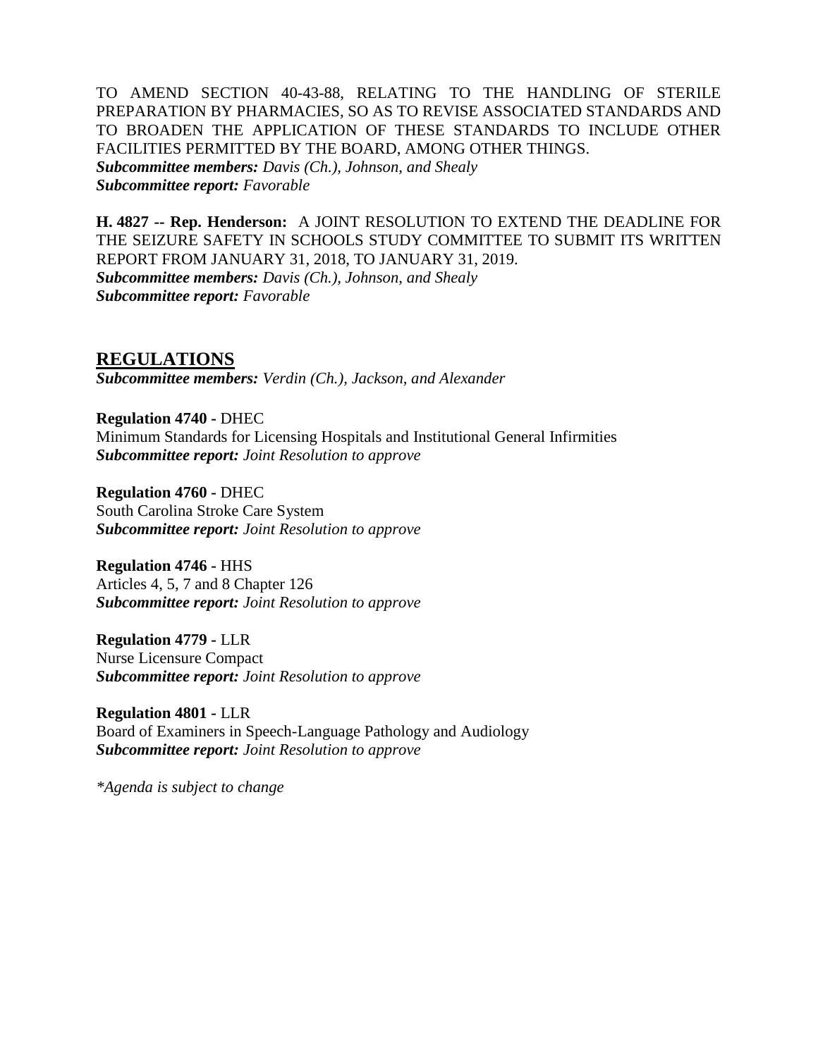TO AMEND SECTION 40-43-88, RELATING TO THE HANDLING OF STERILE PREPARATION BY PHARMACIES, SO AS TO REVISE ASSOCIATED STANDARDS AND TO BROADEN THE APPLICATION OF THESE STANDARDS TO INCLUDE OTHER FACILITIES PERMITTED BY THE BOARD, AMONG OTHER THINGS.
***Subcommittee members:*** *Davis (Ch.), Johnson, and Shealy*
***Subcommittee report:*** *Favorable*

**H. 4827 -- Rep. Henderson:** A JOINT RESOLUTION TO EXTEND THE DEADLINE FOR THE SEIZURE SAFETY IN SCHOOLS STUDY COMMITTEE TO SUBMIT ITS WRITTEN REPORT FROM JANUARY 31, 2018, TO JANUARY 31, 2019.
***Subcommittee members:*** *Davis (Ch.), Johnson, and Shealy*
***Subcommittee report:*** *Favorable*

## REGULATIONS

***Subcommittee members:*** *Verdin (Ch.), Jackson, and Alexander*

**Regulation 4740 -** DHEC
Minimum Standards for Licensing Hospitals and Institutional General Infirmities
***Subcommittee report:*** *Joint Resolution to approve*

**Regulation 4760 -** DHEC
South Carolina Stroke Care System
***Subcommittee report:*** *Joint Resolution to approve*

**Regulation 4746 -** HHS
Articles 4, 5, 7 and 8 Chapter 126
***Subcommittee report:*** *Joint Resolution to approve*

**Regulation 4779 -** LLR
Nurse Licensure Compact
***Subcommittee report:*** *Joint Resolution to approve*

**Regulation 4801 -** LLR
Board of Examiners in Speech-Language Pathology and Audiology
***Subcommittee report:*** *Joint Resolution to approve*

*\*Agenda is subject to change*